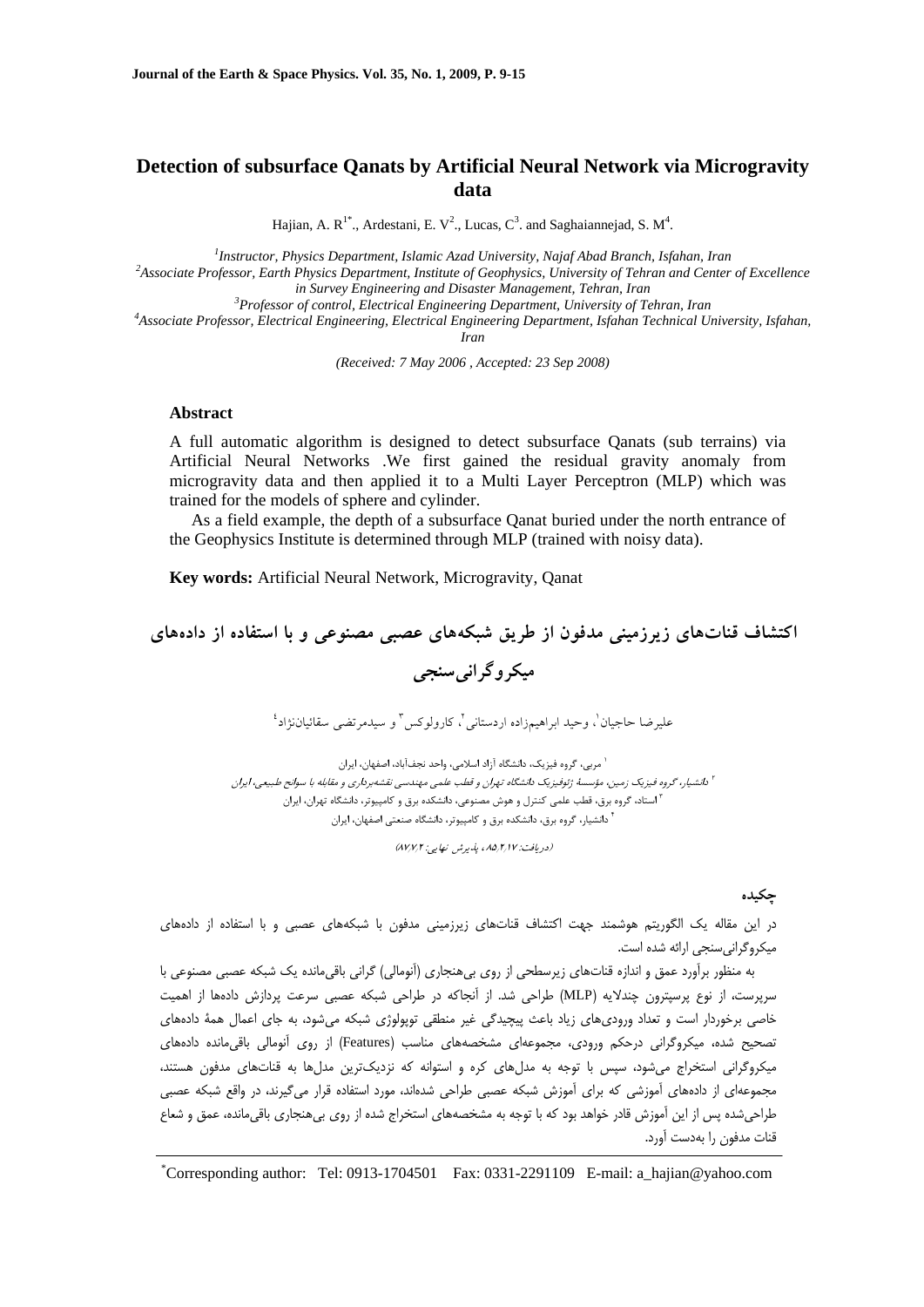# Detection of subsurface Qanats by Artificial Neural Network via Microgravity data

Hajian, A. R[1*]., Ardestani, E. V[2]., Lucas, C[3]. and Saghaiannejad, S. M[4].

[1] *Instructor, Physics Department, Islamic Azad University, Najaf Abad Branch, Isfahan, Iran*
[2] *Associate Professor, Earth Physics Department, Institute of Geophysics, University of Tehran and Center of Excellence in Survey Engineering and Disaster Management, Tehran, Iran*
[3] *Professor of control, Electrical Engineering Department, University of Tehran, Iran*
[4] *Associate Professor, Electrical Engineering, Electrical Engineering Department, Isfahan Technical University, Isfahan, Iran*

*(Received: 7 May 2006 , Accepted: 23 Sep 2008)*

### Abstract

A full automatic algorithm is designed to detect subsurface Qanats (sub terrains) via Artificial Neural Networks .We first gained the residual gravity anomaly from microgravity data and then applied it to a Multi Layer Perceptron (MLP) which was trained for the models of sphere and cylinder.

As a field example, the depth of a subsurface Qanat buried under the north entrance of the Geophysics Institute is determined through MLP (trained with noisy data).

**Key words:** Artificial Neural Network, Microgravity, Qanat

# اکتشاف قنات‌های زیرزمینی مدفون از طریق شبکه‌های عصبی مصنوعی و با استفاده از داده‌های میکروگرانی‌سنجی

علیرضا حاجیان[1]، وحید ابراهیم‌زاده اردستانی[2]، کارولوکس[3] و سیدمرتضی سقائیان‌نژاد[4]

[1] مربی، گروه فیزیک، دانشگاه آزاد اسلامی، واحد نجف‌آباد، اصفهان، ایران
[2] *دانشیار، گروه فیزیک زمین، مؤسسهٔ ژئوفیزیک دانشگاه تهران و قطب علمی مهندسی نقشه‌برداری و مقابله با سوانح طبیعی، ایران*
[3] استاد، گروه برق، قطب علمی کنترل و هوش مصنوعی، دانشکده برق و کامپیوتر، دانشگاه تهران، ایران
[4] دانشیار، گروه برق، دانشکده برق و کامپیوتر، دانشگاه صنعتی اصفهان، ایران

*(دریافت: ۸۵/۲/۱۷ ، پذیرش نهایی: ۸۷/۷/۲)*

### چکیده

در این مقاله یک الگوریتم هوشمند جهت اکتشاف قنات‌های زیرزمینی مدفون با شبکه‌های عصبی و با استفاده از داده‌های میکروگرانی‌سنجی ارائه شده است.

به منظور برآورد عمق و اندازه قنات‌های زیرسطحی از روی بی‌هنجاری (آنومالی) گرانی باقی‌مانده یک شبکه عصبی مصنوعی با سرپرست، از نوع پرسپترون چندلایه (MLP) طراحی شد. از آنجاکه در طراحی شبکه عصبی سرعت پردازش داده‌ها از اهمیت خاصی برخوردار است و تعداد ورودی‌های زیاد باعث پیچیدگی غیر منطقی توپولوژی شبکه می‌شود، به جای اعمال همهٔ داده‌های تصحیح شده، میکروگرانی درحکم ورودی، مجموعه‌ای مشخصه‌های مناسب (Features) از روی آنومالی باقی‌مانده داده‌های میکروگرانی استخراج می‌شود، سپس با توجه به مدل‌های کره و استوانه که نزدیک‌ترین مدل‌ها به قنات‌های مدفون هستند، مجموعه‌ای از داده‌های آموزشی که برای آموزش شبکه عصبی طراحی شده‌اند، مورد استفاده قرار می‌گیرند، در واقع شبکه عصبی طراحی‌شده پس از این آموزش قادر خواهد بود که با توجه به مشخصه‌های استخراج شده از روی بی‌هنجاری باقی‌مانده، عمق و شعاع قنات مدفون را به‌دست آورد.

---

*Corresponding author: Tel: 0913-1704501 Fax: 0331-2291109 E-mail: a_hajian@yahoo.com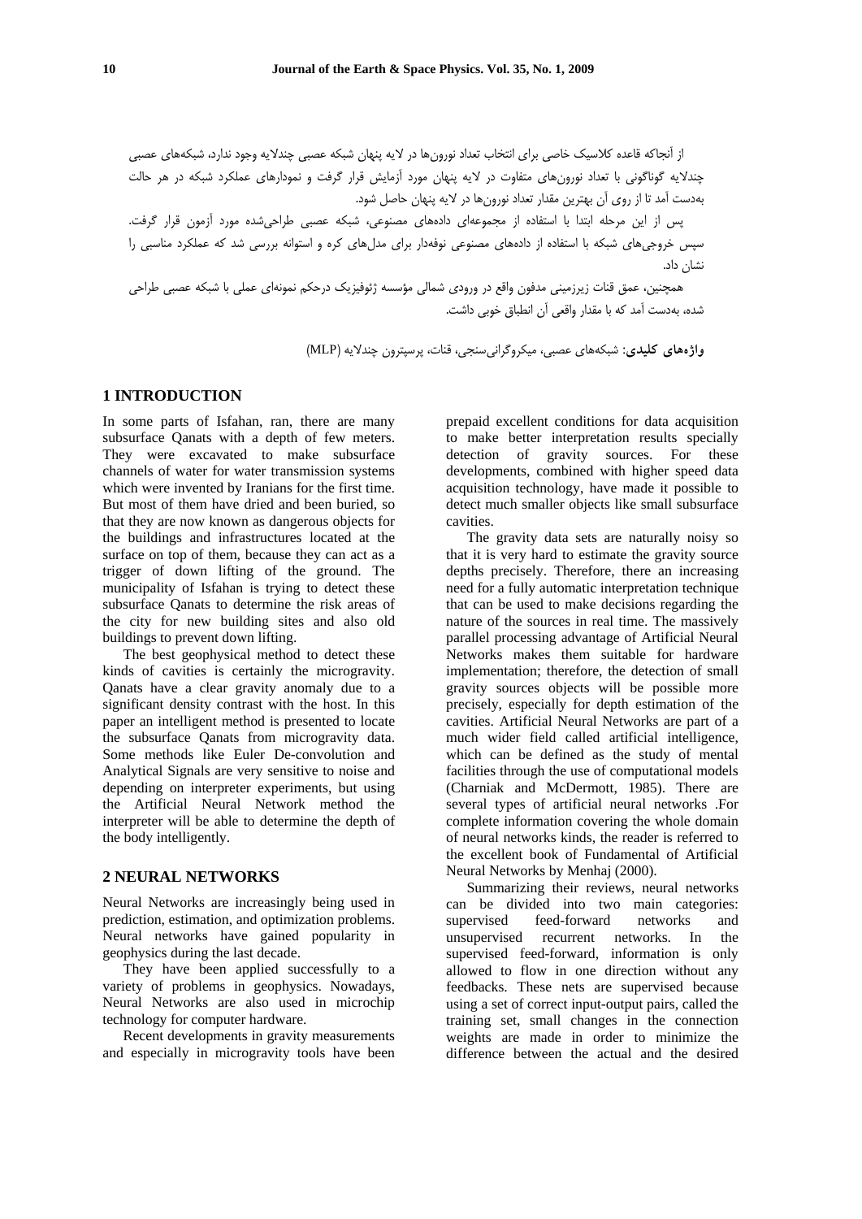از آنجاکه قاعده کلاسیک خاصی برای انتخاب تعداد نورون‌ها در لایه پنهان شبکه عصبی چندلایه وجود ندارد، شبکه‌های عصبی چندلایه گوناگونی با تعداد نورون‌های متفاوت در لایه پنهان مورد آزمایش قرار گرفت و نمودارهای عملکرد شبکه در هر حالت به‌دست آمد تا از روی آن بهترین مقدار تعداد نورون‌ها در لایه پنهان حاصل شود.

پس از این مرحله ابتدا با استفاده از مجموعه‌ای داده‌های مصنوعی، شبکه عصبی طراحی‌شده مورد آزمون قرار گرفت. سپس خروجی‌های شبکه با استفاده از داده‌های مصنوعی نوفه‌دار برای مدل‌های کره و استوانه بررسی شد که عملکرد مناسبی را نشان داد.

همچنین، عمق قنات زیرزمینی مدفون واقع در ورودی شمالی مؤسسه ژئوفیزیک درحکم نمونه‌ای عملی با شبکه عصبی طراحی شده، به‌دست آمد که با مقدار واقعی آن انطباق خوبی داشت.

**واژه‌های کلیدی**: شبکه‌های عصبی، میکروگرانی‌سنجی، قنات، پرسپترون چندلایه (MLP)

## 1 INTRODUCTION

In some parts of Isfahan, ran, there are many subsurface Qanats with a depth of few meters. They were excavated to make subsurface channels of water for water transmission systems which were invented by Iranians for the first time. But most of them have dried and been buried, so that they are now known as dangerous objects for the buildings and infrastructures located at the surface on top of them, because they can act as a trigger of down lifting of the ground. The municipality of Isfahan is trying to detect these subsurface Qanats to determine the risk areas of the city for new building sites and also old buildings to prevent down lifting.

The best geophysical method to detect these kinds of cavities is certainly the microgravity. Qanats have a clear gravity anomaly due to a significant density contrast with the host. In this paper an intelligent method is presented to locate the subsurface Qanats from microgravity data. Some methods like Euler De-convolution and Analytical Signals are very sensitive to noise and depending on interpreter experiments, but using the Artificial Neural Network method the interpreter will be able to determine the depth of the body intelligently.

## 2 NEURAL NETWORKS

Neural Networks are increasingly being used in prediction, estimation, and optimization problems. Neural networks have gained popularity in geophysics during the last decade.

They have been applied successfully to a variety of problems in geophysics. Nowadays, Neural Networks are also used in microchip technology for computer hardware.

Recent developments in gravity measurements and especially in microgravity tools have been prepaid excellent conditions for data acquisition to make better interpretation results specially detection of gravity sources. For these developments, combined with higher speed data acquisition technology, have made it possible to detect much smaller objects like small subsurface cavities.

The gravity data sets are naturally noisy so that it is very hard to estimate the gravity source depths precisely. Therefore, there an increasing need for a fully automatic interpretation technique that can be used to make decisions regarding the nature of the sources in real time. The massively parallel processing advantage of Artificial Neural Networks makes them suitable for hardware implementation; therefore, the detection of small gravity sources objects will be possible more precisely, especially for depth estimation of the cavities. Artificial Neural Networks are part of a much wider field called artificial intelligence, which can be defined as the study of mental facilities through the use of computational models (Charniak and McDermott, 1985). There are several types of artificial neural networks .For complete information covering the whole domain of neural networks kinds, the reader is referred to the excellent book of Fundamental of Artificial Neural Networks by Menhaj (2000).

Summarizing their reviews, neural networks can be divided into two main categories: supervised feed-forward networks and unsupervised recurrent networks. In the supervised feed-forward, information is only allowed to flow in one direction without any feedbacks. These nets are supervised because using a set of correct input-output pairs, called the training set, small changes in the connection weights are made in order to minimize the difference between the actual and the desired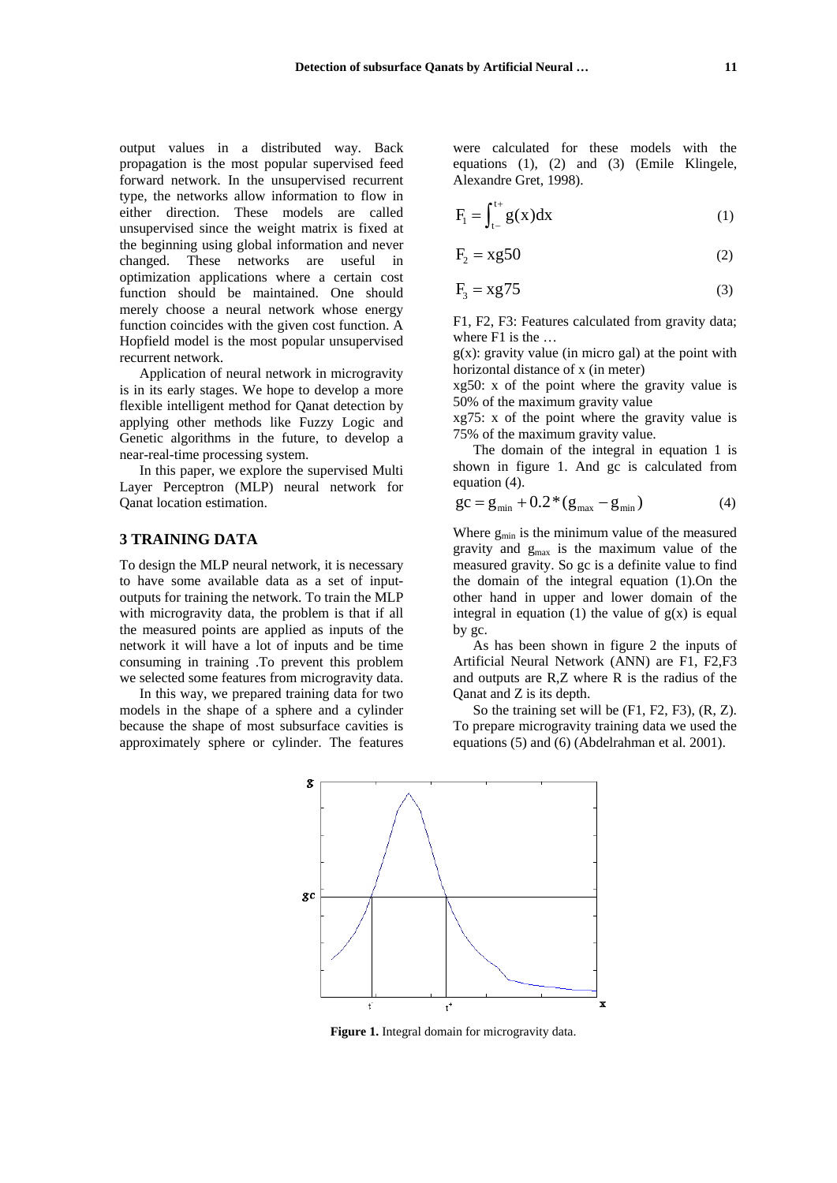output values in a distributed way. Back propagation is the most popular supervised feed forward network. In the unsupervised recurrent type, the networks allow information to flow in either direction. These models are called unsupervised since the weight matrix is fixed at the beginning using global information and never changed. These networks are useful in optimization applications where a certain cost function should be maintained. One should merely choose a neural network whose energy function coincides with the given cost function. A Hopfield model is the most popular unsupervised recurrent network.

Application of neural network in microgravity is in its early stages. We hope to develop a more flexible intelligent method for Qanat detection by applying other methods like Fuzzy Logic and Genetic algorithms in the future, to develop a near-real-time processing system.

In this paper, we explore the supervised Multi Layer Perceptron (MLP) neural network for Qanat location estimation.

## 3 TRAINING DATA

To design the MLP neural network, it is necessary to have some available data as a set of input-outputs for training the network. To train the MLP with microgravity data, the problem is that if all the measured points are applied as inputs of the network it will have a lot of inputs and be time consuming in training .To prevent this problem we selected some features from microgravity data.

In this way, we prepared training data for two models in the shape of a sphere and a cylinder because the shape of most subsurface cavities is approximately sphere or cylinder. The features were calculated for these models with the equations (1), (2) and (3) (Emile Klingele, Alexandre Gret, 1998).

$$F_1 = \int_{t-}^{t+} g(x)dx \tag{1}$$

$$F_2 = xg50 \tag{2}$$

$$F_3 = xg75 \tag{3}$$

F1, F2, F3: Features calculated from gravity data; where F1 is the …

$g(x)$: gravity value (in micro gal) at the point with horizontal distance of x (in meter)

xg50: x of the point where the gravity value is 50% of the maximum gravity value

xg75: x of the point where the gravity value is 75% of the maximum gravity value.

The domain of the integral in equation 1 is shown in figure 1. And gc is calculated from equation (4).

$$gc = g_{min} + 0.2*(g_{max} - g_{min}) \tag{4}$$

Where $g_{min}$ is the minimum value of the measured gravity and $g_{max}$ is the maximum value of the measured gravity. So gc is a definite value to find the domain of the integral equation (1).On the other hand in upper and lower domain of the integral in equation (1) the value of $g(x)$ is equal by gc.

As has been shown in figure 2 the inputs of Artificial Neural Network (ANN) are F1, F2,F3 and outputs are R,Z where R is the radius of the Qanat and Z is its depth.

So the training set will be (F1, F2, F3), (R, Z). To prepare microgravity training data we used the equations (5) and (6) (Abdelrahman et al. 2001).

**Figure 1.** Integral domain for microgravity data.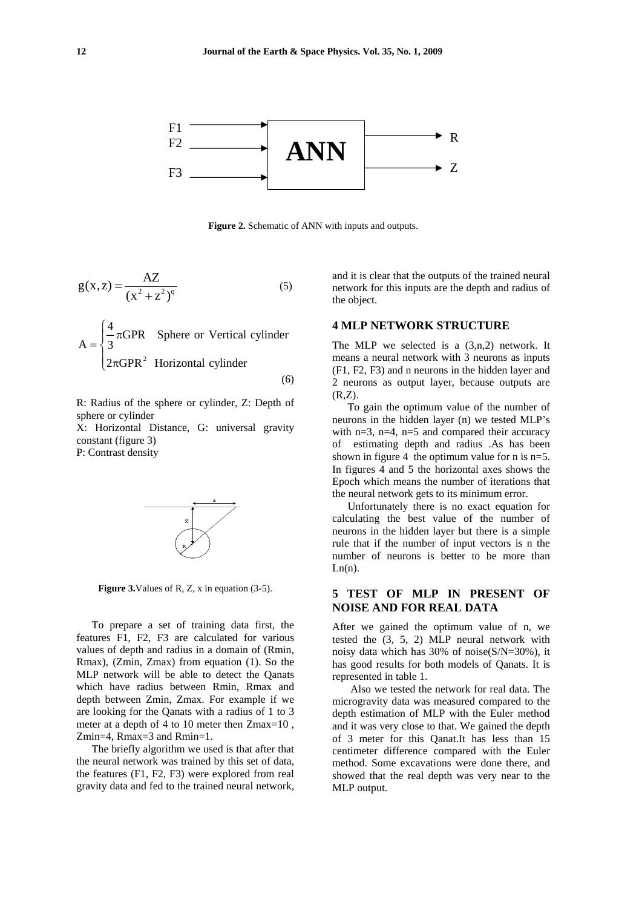**Figure 2.** Schematic of ANN with inputs and outputs.

$$g(x,z) = \frac{AZ}{(x^2 + z^2)^q} \tag{5}$$

$$A = \begin{cases} \frac{4}{3}\pi GPR & \text{Sphere or Vertical cylinder} \\ 2\pi GPR^2 & \text{Horizontal cylinder} \end{cases} \tag{6}$$

R: Radius of the sphere or cylinder, Z: Depth of sphere or cylinder

X: Horizontal Distance, G: universal gravity constant (figure 3)

P: Contrast density

**Figure 3.** Values of R, Z, x in equation (3-5).

To prepare a set of training data first, the features F1, F2, F3 are calculated for various values of depth and radius in a domain of (Rmin, Rmax), (Zmin, Zmax) from equation (1). So the MLP network will be able to detect the Qanats which have radius between Rmin, Rmax and depth between Zmin, Zmax. For example if we are looking for the Qanats with a radius of 1 to 3 meter at a depth of 4 to 10 meter then Zmax=10 , Zmin=4, Rmax=3 and Rmin=1.

The briefly algorithm we used is that after that the neural network was trained by this set of data, the features (F1, F2, F3) were explored from real gravity data and fed to the trained neural network, and it is clear that the outputs of the trained neural network for this inputs are the depth and radius of the object.

## 4 MLP NETWORK STRUCTURE

The MLP we selected is a (3,n,2) network. It means a neural network with 3 neurons as inputs (F1, F2, F3) and n neurons in the hidden layer and 2 neurons as output layer, because outputs are (R,Z).

To gain the optimum value of the number of neurons in the hidden layer (n) we tested MLP's with n=3, n=4, n=5 and compared their accuracy of estimating depth and radius .As has been shown in figure 4 the optimum value for n is n=5. In figures 4 and 5 the horizontal axes shows the Epoch which means the number of iterations that the neural network gets to its minimum error.

Unfortunately there is no exact equation for calculating the best value of the number of neurons in the hidden layer but there is a simple rule that if the number of input vectors is n the number of neurons is better to be more than Ln(n).

## 5 TEST OF MLP IN PRESENT OF NOISE AND FOR REAL DATA

After we gained the optimum value of n, we tested the (3, 5, 2) MLP neural network with noisy data which has 30% of noise(S/N=30%), it has good results for both models of Qanats. It is represented in table 1.

Also we tested the network for real data. The microgravity data was measured compared to the depth estimation of MLP with the Euler method and it was very close to that. We gained the depth of 3 meter for this Qanat.It has less than 15 centimeter difference compared with the Euler method. Some excavations were done there, and showed that the real depth was very near to the MLP output.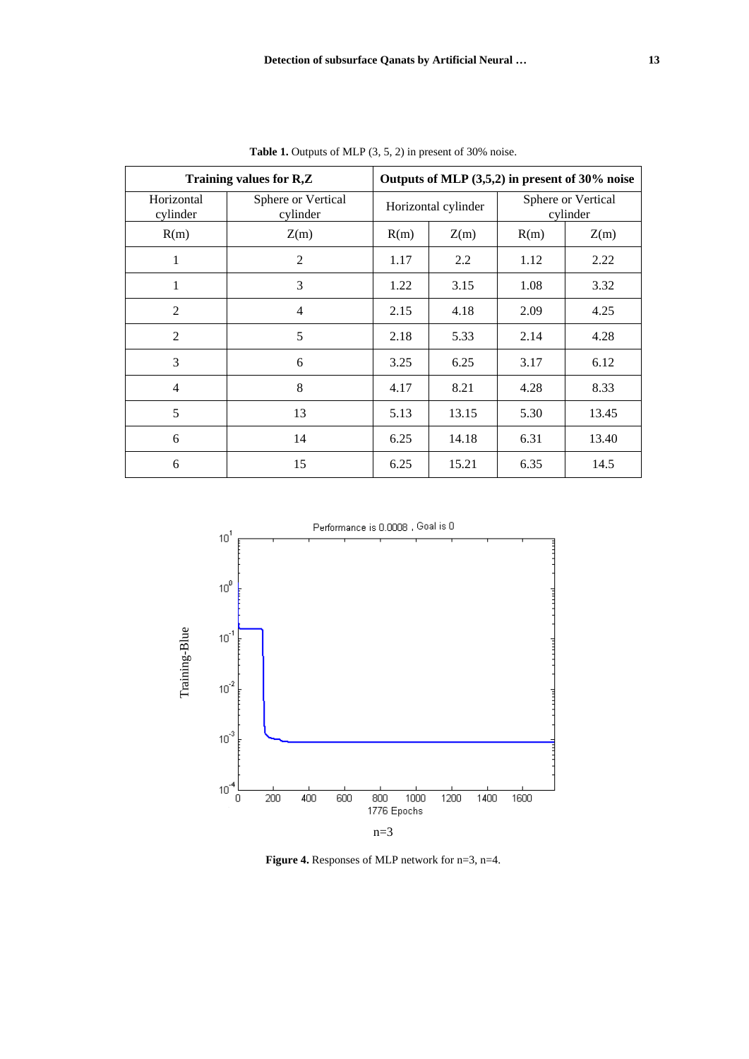**Table 1.** Outputs of MLP (3, 5, 2) in present of 30% noise.

| Training values for R,Z | | Outputs of MLP (3,5,2) in present of 30% noise | | | |
|---|---|---|---|---|---|
| Horizontal cylinder | Sphere or Vertical cylinder | Horizontal cylinder | | Sphere or Vertical cylinder | |
| R(m) | Z(m) | R(m) | Z(m) | R(m) | Z(m) |
| 1 | 2 | 1.17 | 2.2 | 1.12 | 2.22 |
| 1 | 3 | 1.22 | 3.15 | 1.08 | 3.32 |
| 2 | 4 | 2.15 | 4.18 | 2.09 | 4.25 |
| 2 | 5 | 2.18 | 5.33 | 2.14 | 4.28 |
| 3 | 6 | 3.25 | 6.25 | 3.17 | 6.12 |
| 4 | 8 | 4.17 | 8.21 | 4.28 | 8.33 |
| 5 | 13 | 5.13 | 13.15 | 5.30 | 13.45 |
| 6 | 14 | 6.25 | 14.18 | 6.31 | 13.40 |
| 6 | 15 | 6.25 | 15.21 | 6.35 | 14.5 |

Performance is 0.0008 , Goal is 0

n=3

**Figure 4.** Responses of MLP network for n=3, n=4.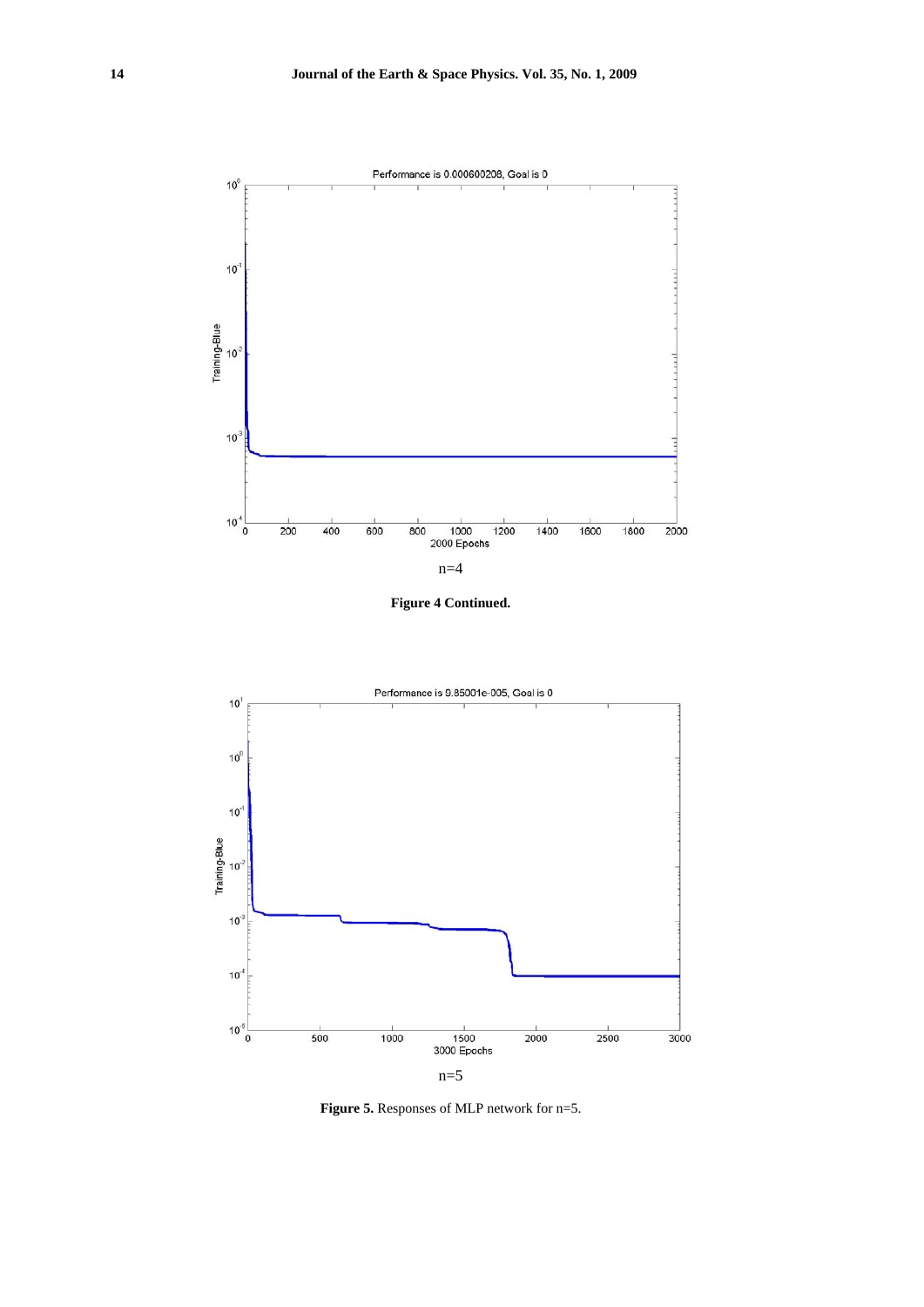n=4

**Figure 4 Continued.**

n=5

**Figure 5.** Responses of MLP network for n=5.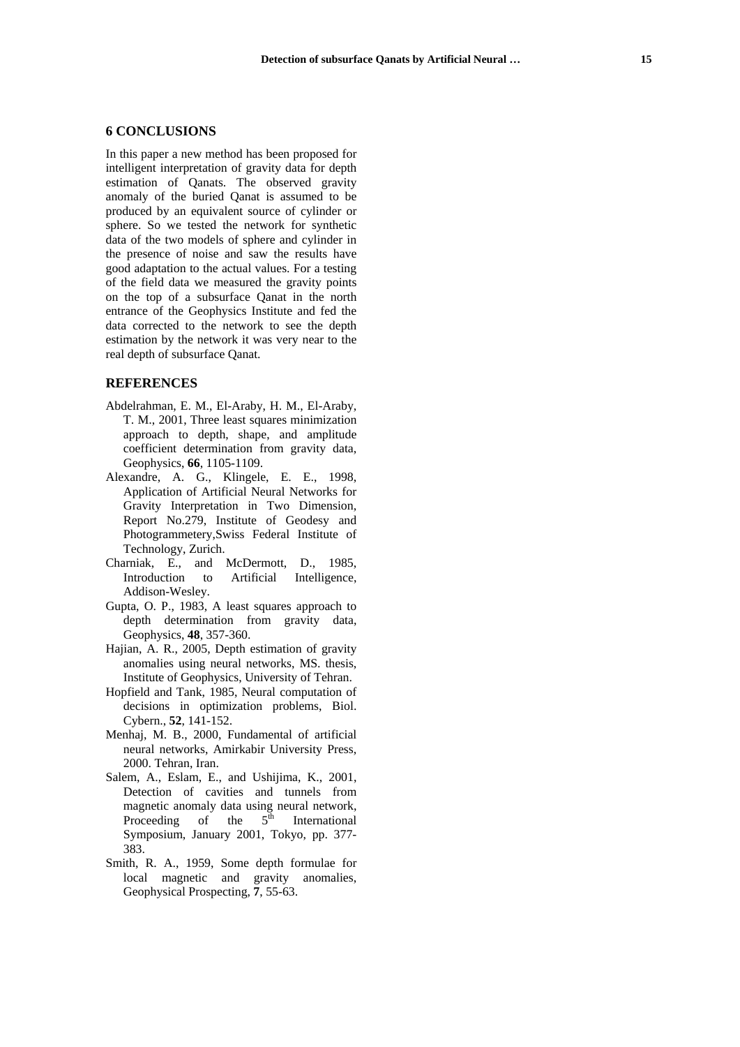## 6 CONCLUSIONS

In this paper a new method has been proposed for intelligent interpretation of gravity data for depth estimation of Qanats. The observed gravity anomaly of the buried Qanat is assumed to be produced by an equivalent source of cylinder or sphere. So we tested the network for synthetic data of the two models of sphere and cylinder in the presence of noise and saw the results have good adaptation to the actual values. For a testing of the field data we measured the gravity points on the top of a subsurface Qanat in the north entrance of the Geophysics Institute and fed the data corrected to the network to see the depth estimation by the network it was very near to the real depth of subsurface Qanat.

## REFERENCES

Abdelrahman, E. M., El-Araby, H. M., El-Araby, T. M., 2001, Three least squares minimization approach to depth, shape, and amplitude coefficient determination from gravity data, Geophysics, **66**, 1105-1109.

Alexandre, A. G., Klingele, E. E., 1998, Application of Artificial Neural Networks for Gravity Interpretation in Two Dimension, Report No.279, Institute of Geodesy and Photogrammetery,Swiss Federal Institute of Technology, Zurich.

Charniak, E., and McDermott, D., 1985, Introduction to Artificial Intelligence, Addison-Wesley.

Gupta, O. P., 1983, A least squares approach to depth determination from gravity data, Geophysics, **48**, 357-360.

Hajian, A. R., 2005, Depth estimation of gravity anomalies using neural networks, MS. thesis, Institute of Geophysics, University of Tehran.

Hopfield and Tank, 1985, Neural computation of decisions in optimization problems, Biol. Cybern., **52**, 141-152.

Menhaj, M. B., 2000, Fundamental of artificial neural networks, Amirkabir University Press, 2000. Tehran, Iran.

Salem, A., Eslam, E., and Ushijima, K., 2001, Detection of cavities and tunnels from magnetic anomaly data using neural network, Proceeding of the 5th International Symposium, January 2001, Tokyo, pp. 377-383.

Smith, R. A., 1959, Some depth formulae for local magnetic and gravity anomalies, Geophysical Prospecting, **7**, 55-63.